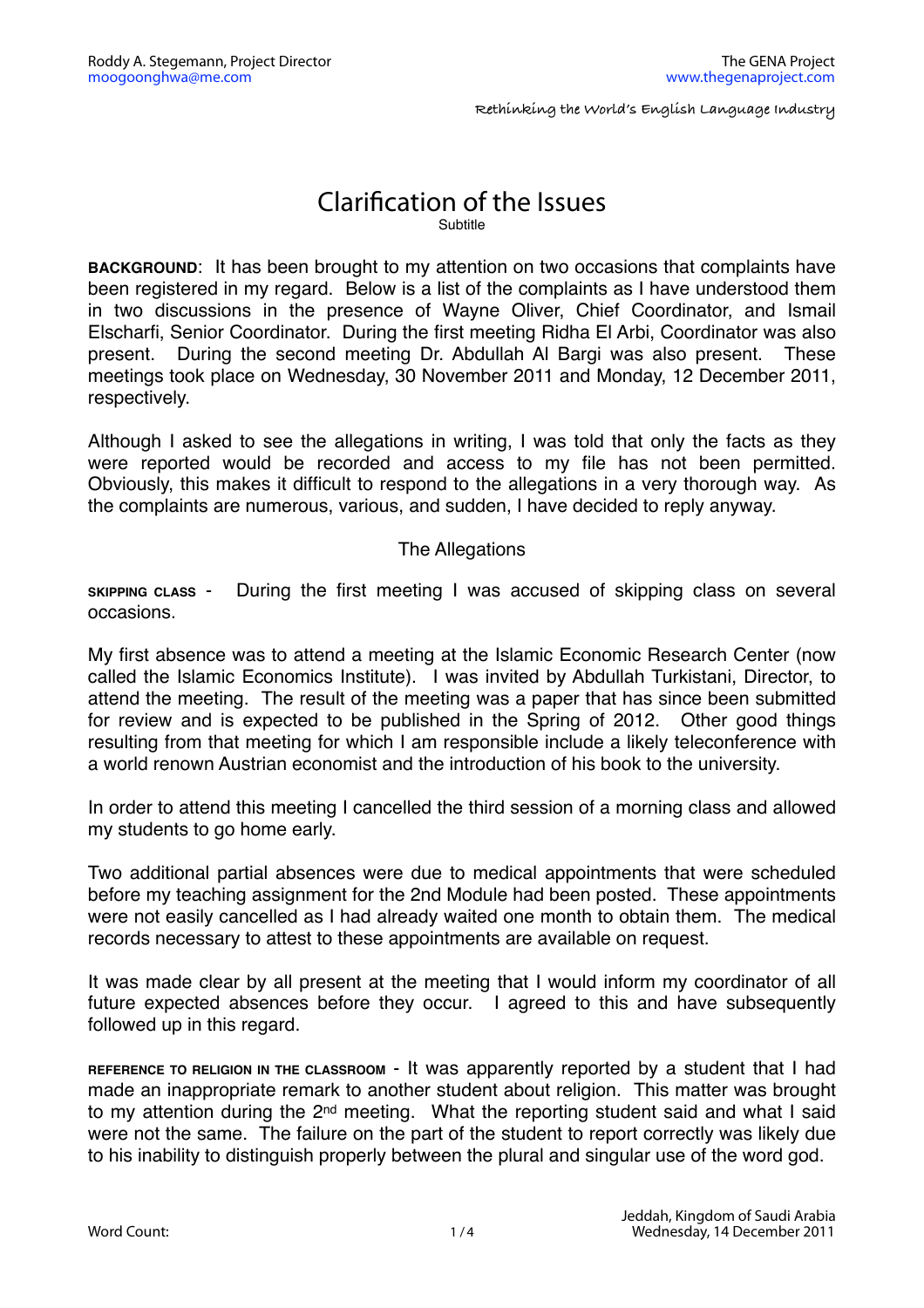Roddy A. Stegemann, Project Director
moogoonghwa@me.com

The GENA Project
www.thegenaproject.com

Rethinking the World's English Language Industry

# Clarification of the Issues

Subtitle

**BACKGROUND**: It has been brought to my attention on two occasions that complaints have been registered in my regard. Below is a list of the complaints as I have understood them in two discussions in the presence of Wayne Oliver, Chief Coordinator, and Ismail Elscharfi, Senior Coordinator. During the first meeting Ridha El Arbi, Coordinator was also present. During the second meeting Dr. Abdullah Al Bargi was also present. These meetings took place on Wednesday, 30 November 2011 and Monday, 12 December 2011, respectively.

Although I asked to see the allegations in writing, I was told that only the facts as they were reported would be recorded and access to my file has not been permitted. Obviously, this makes it difficult to respond to the allegations in a very thorough way. As the complaints are numerous, various, and sudden, I have decided to reply anyway.

## The Allegations

**SKIPPING CLASS** - During the first meeting I was accused of skipping class on several occasions.

My first absence was to attend a meeting at the Islamic Economic Research Center (now called the Islamic Economics Institute). I was invited by Abdullah Turkistani, Director, to attend the meeting. The result of the meeting was a paper that has since been submitted for review and is expected to be published in the Spring of 2012. Other good things resulting from that meeting for which I am responsible include a likely teleconference with a world renown Austrian economist and the introduction of his book to the university.

In order to attend this meeting I cancelled the third session of a morning class and allowed my students to go home early.

Two additional partial absences were due to medical appointments that were scheduled before my teaching assignment for the 2nd Module had been posted. These appointments were not easily cancelled as I had already waited one month to obtain them. The medical records necessary to attest to these appointments are available on request.

It was made clear by all present at the meeting that I would inform my coordinator of all future expected absences before they occur. I agreed to this and have subsequently followed up in this regard.

**REFERENCE TO RELIGION IN THE CLASSROOM** - It was apparently reported by a student that I had made an inappropriate remark to another student about religion. This matter was brought to my attention during the 2nd meeting. What the reporting student said and what I said were not the same. The failure on the part of the student to report correctly was likely due to his inability to distinguish properly between the plural and singular use of the word god.

Word Count:

Jeddah, Kingdom of Saudi Arabia
Wednesday, 14 December 2011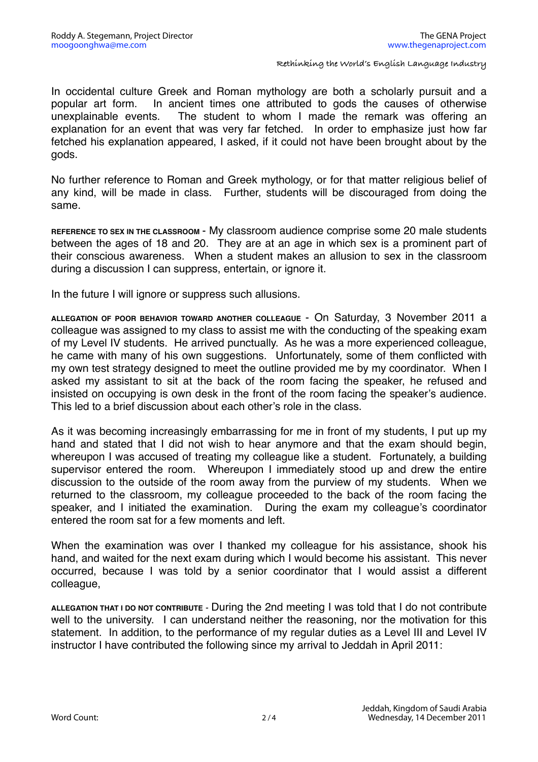In occidental culture Greek and Roman mythology are both a scholarly pursuit and a popular art form. In ancient times one attributed to gods the causes of otherwise unexplainable events. The student to whom I made the remark was offering an explanation for an event that was very far fetched. In order to emphasize just how far fetched his explanation appeared, I asked, if it could not have been brought about by the gods.

No further reference to Roman and Greek mythology, or for that matter religious belief of any kind, will be made in class. Further, students will be discouraged from doing the same.

**REFERENCE TO SEX IN THE CLASSROOM** - My classroom audience comprise some 20 male students between the ages of 18 and 20. They are at an age in which sex is a prominent part of their conscious awareness. When a student makes an allusion to sex in the classroom during a discussion I can suppress, entertain, or ignore it.

In the future I will ignore or suppress such allusions.

**ALLEGATION OF POOR BEHAVIOR TOWARD ANOTHER COLLEAGUE** - On Saturday, 3 November 2011 a colleague was assigned to my class to assist me with the conducting of the speaking exam of my Level IV students. He arrived punctually. As he was a more experienced colleague, he came with many of his own suggestions. Unfortunately, some of them conflicted with my own test strategy designed to meet the outline provided me by my coordinator. When I asked my assistant to sit at the back of the room facing the speaker, he refused and insisted on occupying is own desk in the front of the room facing the speaker's audience. This led to a brief discussion about each other's role in the class.

As it was becoming increasingly embarrassing for me in front of my students, I put up my hand and stated that I did not wish to hear anymore and that the exam should begin, whereupon I was accused of treating my colleague like a student. Fortunately, a building supervisor entered the room. Whereupon I immediately stood up and drew the entire discussion to the outside of the room away from the purview of my students. When we returned to the classroom, my colleague proceeded to the back of the room facing the speaker, and I initiated the examination. During the exam my colleague's coordinator entered the room sat for a few moments and left.

When the examination was over I thanked my colleague for his assistance, shook his hand, and waited for the next exam during which I would become his assistant. This never occurred, because I was told by a senior coordinator that I would assist a different colleague,

**ALLEGATION THAT I DO NOT CONTRIBUTE** - During the 2nd meeting I was told that I do not contribute well to the university. I can understand neither the reasoning, nor the motivation for this statement. In addition, to the performance of my regular duties as a Level III and Level IV instructor I have contributed the following since my arrival to Jeddah in April 2011: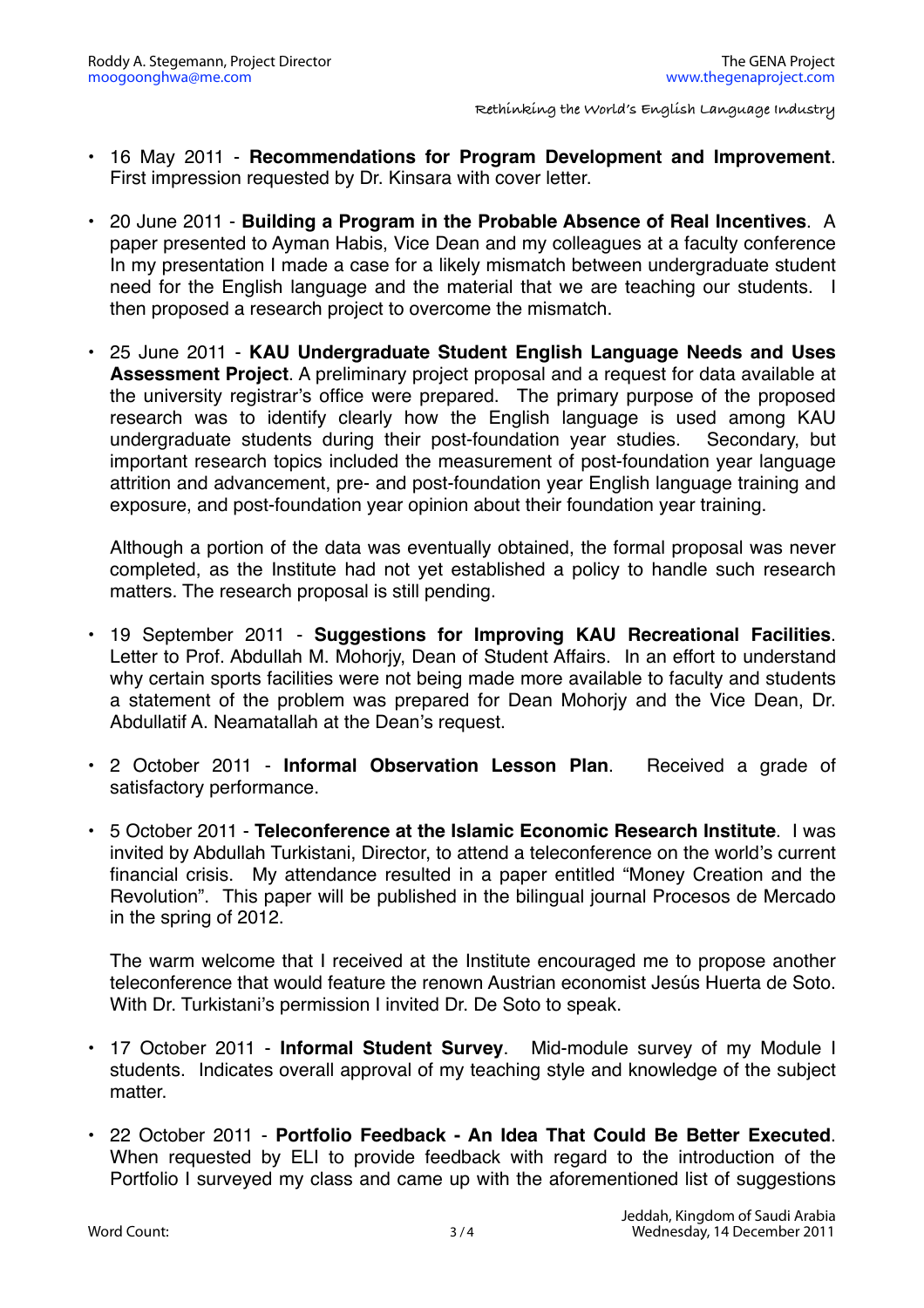- 16 May 2011 - **Recommendations for Program Development and Improvement**. First impression requested by Dr. Kinsara with cover letter.

- 20 June 2011 - **Building a Program in the Probable Absence of Real Incentives**. A paper presented to Ayman Habis, Vice Dean and my colleagues at a faculty conference In my presentation I made a case for a likely mismatch between undergraduate student need for the English language and the material that we are teaching our students. I then proposed a research project to overcome the mismatch.

- 25 June 2011 - **KAU Undergraduate Student English Language Needs and Uses Assessment Project**. A preliminary project proposal and a request for data available at the university registrar's office were prepared. The primary purpose of the proposed research was to identify clearly how the English language is used among KAU undergraduate students during their post-foundation year studies. Secondary, but important research topics included the measurement of post-foundation year language attrition and advancement, pre- and post-foundation year English language training and exposure, and post-foundation year opinion about their foundation year training.

  Although a portion of the data was eventually obtained, the formal proposal was never completed, as the Institute had not yet established a policy to handle such research matters. The research proposal is still pending.

- 19 September 2011 - **Suggestions for Improving KAU Recreational Facilities**. Letter to Prof. Abdullah M. Mohorjy, Dean of Student Affairs. In an effort to understand why certain sports facilities were not being made more available to faculty and students a statement of the problem was prepared for Dean Mohorjy and the Vice Dean, Dr. Abdullatif A. Neamatallah at the Dean's request.

- 2 October 2011 - **Informal Observation Lesson Plan**. Received a grade of satisfactory performance.

- 5 October 2011 - **Teleconference at the Islamic Economic Research Institute**. I was invited by Abdullah Turkistani, Director, to attend a teleconference on the world's current financial crisis. My attendance resulted in a paper entitled "Money Creation and the Revolution". This paper will be published in the bilingual journal Procesos de Mercado in the spring of 2012.

  The warm welcome that I received at the Institute encouraged me to propose another teleconference that would feature the renown Austrian economist Jesús Huerta de Soto. With Dr. Turkistani's permission I invited Dr. De Soto to speak.

- 17 October 2011 - **Informal Student Survey**. Mid-module survey of my Module I students. Indicates overall approval of my teaching style and knowledge of the subject matter.

- 22 October 2011 - **Portfolio Feedback - An Idea That Could Be Better Executed**. When requested by ELI to provide feedback with regard to the introduction of the Portfolio I surveyed my class and came up with the aforementioned list of suggestions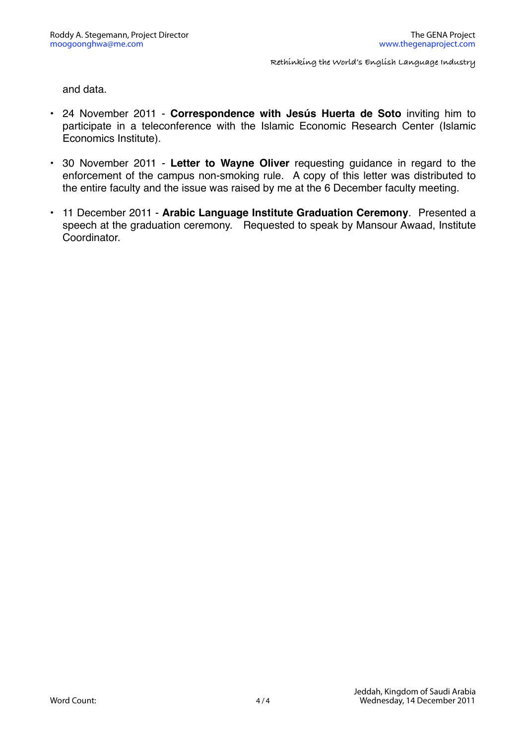and data.

- 24 November 2011 - **Correspondence with Jesús Huerta de Soto** inviting him to participate in a teleconference with the Islamic Economic Research Center (Islamic Economics Institute).

- 30 November 2011 - **Letter to Wayne Oliver** requesting guidance in regard to the enforcement of the campus non-smoking rule. A copy of this letter was distributed to the entire faculty and the issue was raised by me at the 6 December faculty meeting.

- 11 December 2011 - **Arabic Language Institute Graduation Ceremony**. Presented a speech at the graduation ceremony. Requested to speak by Mansour Awaad, Institute Coordinator.